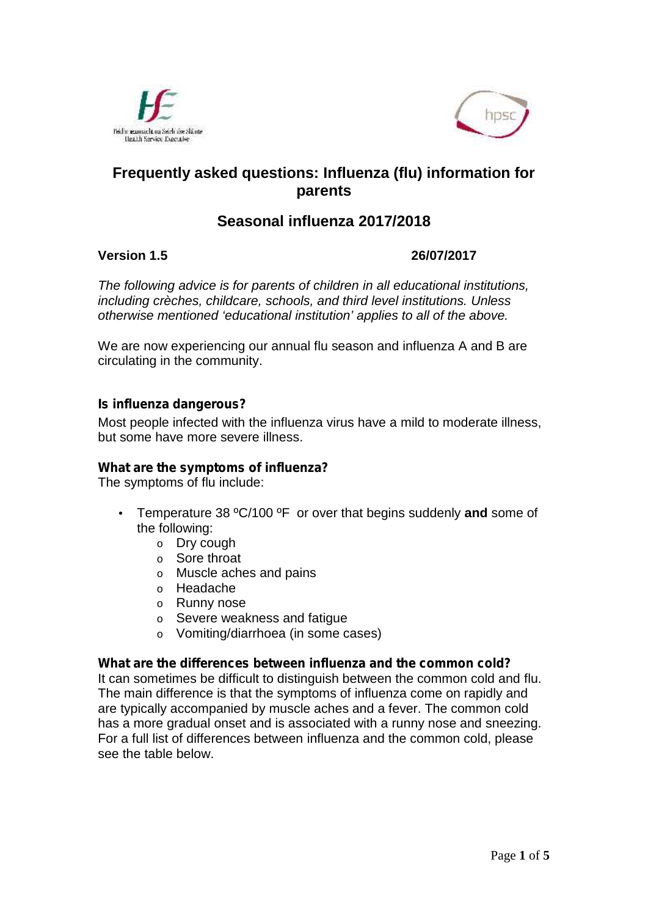# Frequently asked questions: Influenza (flu) information for parents

## Seasonal influenza 2017/2018

**Version 1.5** **26/07/2017**

*The following advice is for parents of children in all educational institutions, including crèches, childcare, schools, and third level institutions. Unless otherwise mentioned 'educational institution' applies to all of the above.*

We are now experiencing our annual flu season and influenza A and B are circulating in the community.

### Is influenza dangerous?

Most people infected with the influenza virus have a mild to moderate illness, but some have more severe illness.

### What are the symptoms of influenza?

The symptoms of flu include:

- Temperature 38 ºC/100 ºF or over that begins suddenly **and** some of the following:
  - Dry cough
  - Sore throat
  - Muscle aches and pains
  - Headache
  - Runny nose
  - Severe weakness and fatigue
  - Vomiting/diarrhoea (in some cases)

### What are the differences between influenza and the common cold?

It can sometimes be difficult to distinguish between the common cold and flu. The main difference is that the symptoms of influenza come on rapidly and are typically accompanied by muscle aches and a fever. The common cold has a more gradual onset and is associated with a runny nose and sneezing. For a full list of differences between influenza and the common cold, please see the table below.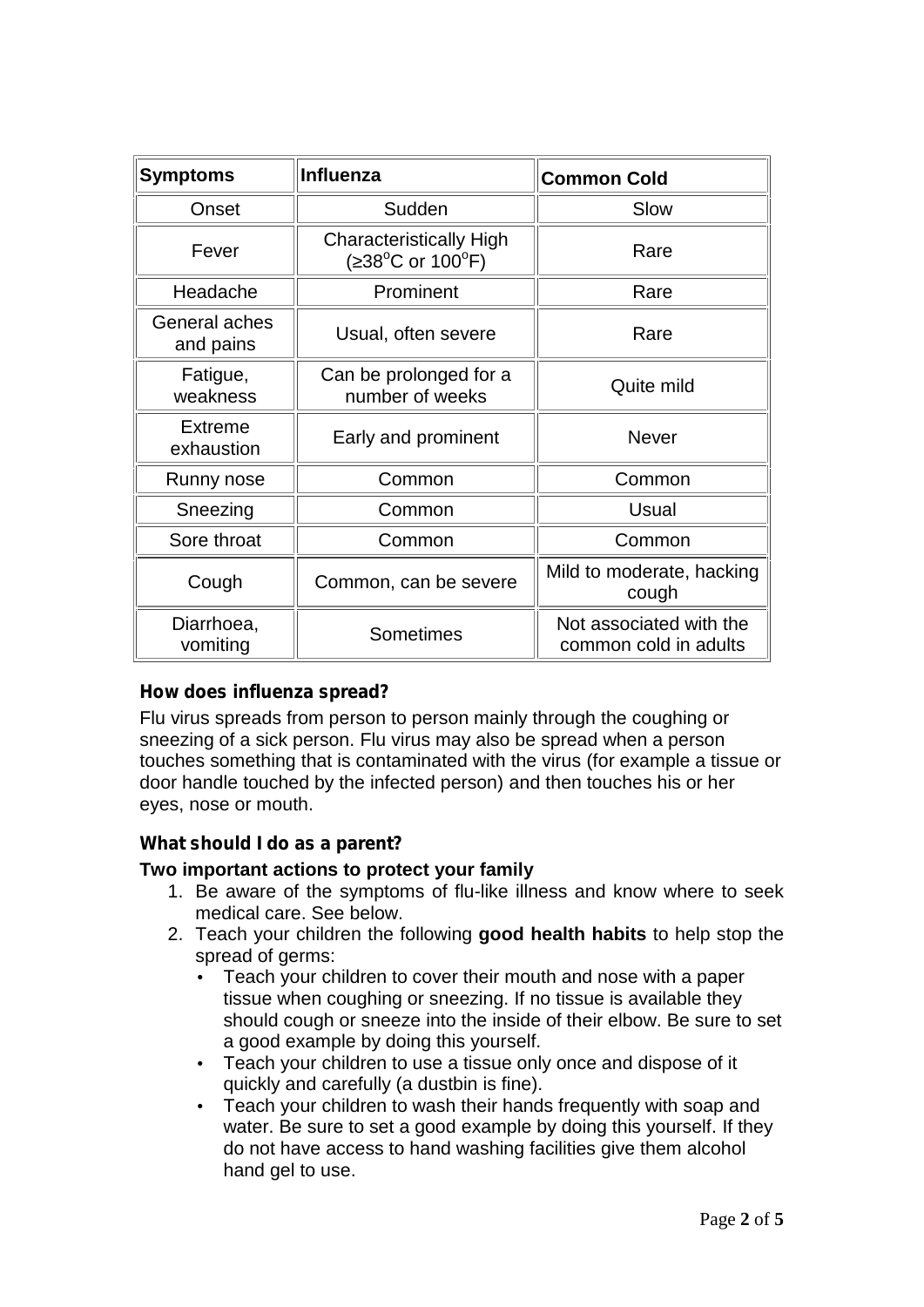| Symptoms | Influenza | Common Cold |
| --- | --- | --- |
| Onset | Sudden | Slow |
| Fever | Characteristically High (≥38°C or 100°F) | Rare |
| Headache | Prominent | Rare |
| General aches and pains | Usual, often severe | Rare |
| Fatigue, weakness | Can be prolonged for a number of weeks | Quite mild |
| Extreme exhaustion | Early and prominent | Never |
| Runny nose | Common | Common |
| Sneezing | Common | Usual |
| Sore throat | Common | Common |
| Cough | Common, can be severe | Mild to moderate, hacking cough |
| Diarrhoea, vomiting | Sometimes | Not associated with the common cold in adults |

**How does influenza spread?**

Flu virus spreads from person to person mainly through the coughing or sneezing of a sick person. Flu virus may also be spread when a person touches something that is contaminated with the virus (for example a tissue or door handle touched by the infected person) and then touches his or her eyes, nose or mouth.

**What should I do as a parent?**

**Two important actions to protect your family**

1. Be aware of the symptoms of flu-like illness and know where to seek medical care. See below.
2. Teach your children the following **good health habits** to help stop the spread of germs:
   - Teach your children to cover their mouth and nose with a paper tissue when coughing or sneezing. If no tissue is available they should cough or sneeze into the inside of their elbow. Be sure to set a good example by doing this yourself.
   - Teach your children to use a tissue only once and dispose of it quickly and carefully (a dustbin is fine).
   - Teach your children to wash their hands frequently with soap and water. Be sure to set a good example by doing this yourself. If they do not have access to hand washing facilities give them alcohol hand gel to use.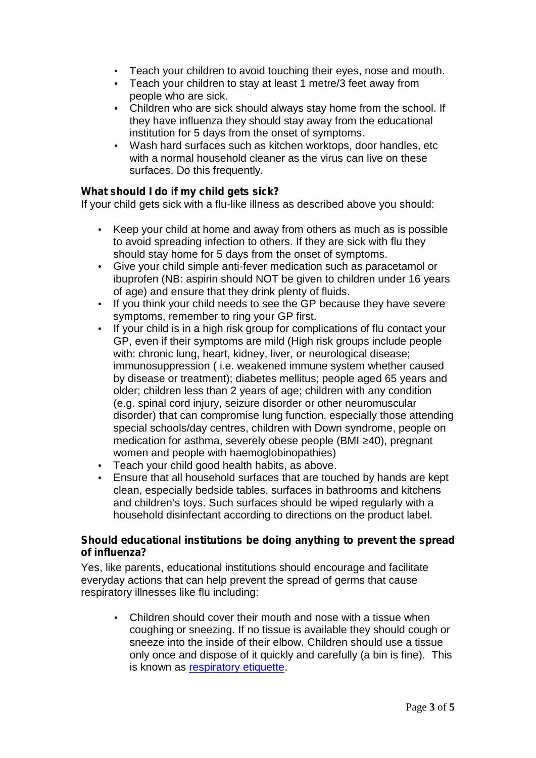- Teach your children to avoid touching their eyes, nose and mouth.
- Teach your children to stay at least 1 metre/3 feet away from people who are sick.
- Children who are sick should always stay home from the school. If they have influenza they should stay away from the educational institution for 5 days from the onset of symptoms.
- Wash hard surfaces such as kitchen worktops, door handles, etc with a normal household cleaner as the virus can live on these surfaces. Do this frequently.

**What should I do if my child gets sick?**

If your child gets sick with a flu-like illness as described above you should:

- Keep your child at home and away from others as much as is possible to avoid spreading infection to others. If they are sick with flu they should stay home for 5 days from the onset of symptoms.
- Give your child simple anti-fever medication such as paracetamol or ibuprofen (NB: aspirin should NOT be given to children under 16 years of age) and ensure that they drink plenty of fluids.
- If you think your child needs to see the GP because they have severe symptoms, remember to ring your GP first.
- If your child is in a high risk group for complications of flu contact your GP, even if their symptoms are mild (High risk groups include people with: chronic lung, heart, kidney, liver, or neurological disease; immunosuppression ( i.e. weakened immune system whether caused by disease or treatment); diabetes mellitus; people aged 65 years and older; children less than 2 years of age; children with any condition (e.g. spinal cord injury, seizure disorder or other neuromuscular disorder) that can compromise lung function, especially those attending special schools/day centres, children with Down syndrome, people on medication for asthma, severely obese people (BMI ≥40), pregnant women and people with haemoglobinopathies)
- Teach your child good health habits, as above.
- Ensure that all household surfaces that are touched by hands are kept clean, especially bedside tables, surfaces in bathrooms and kitchens and children's toys. Such surfaces should be wiped regularly with a household disinfectant according to directions on the product label.

**Should educational institutions be doing anything to prevent the spread of influenza?**

Yes, like parents, educational institutions should encourage and facilitate everyday actions that can help prevent the spread of germs that cause respiratory illnesses like flu including:

- Children should cover their mouth and nose with a tissue when coughing or sneezing. If no tissue is available they should cough or sneeze into the inside of their elbow. Children should use a tissue only once and dispose of it quickly and carefully (a bin is fine). This is known as respiratory etiquette.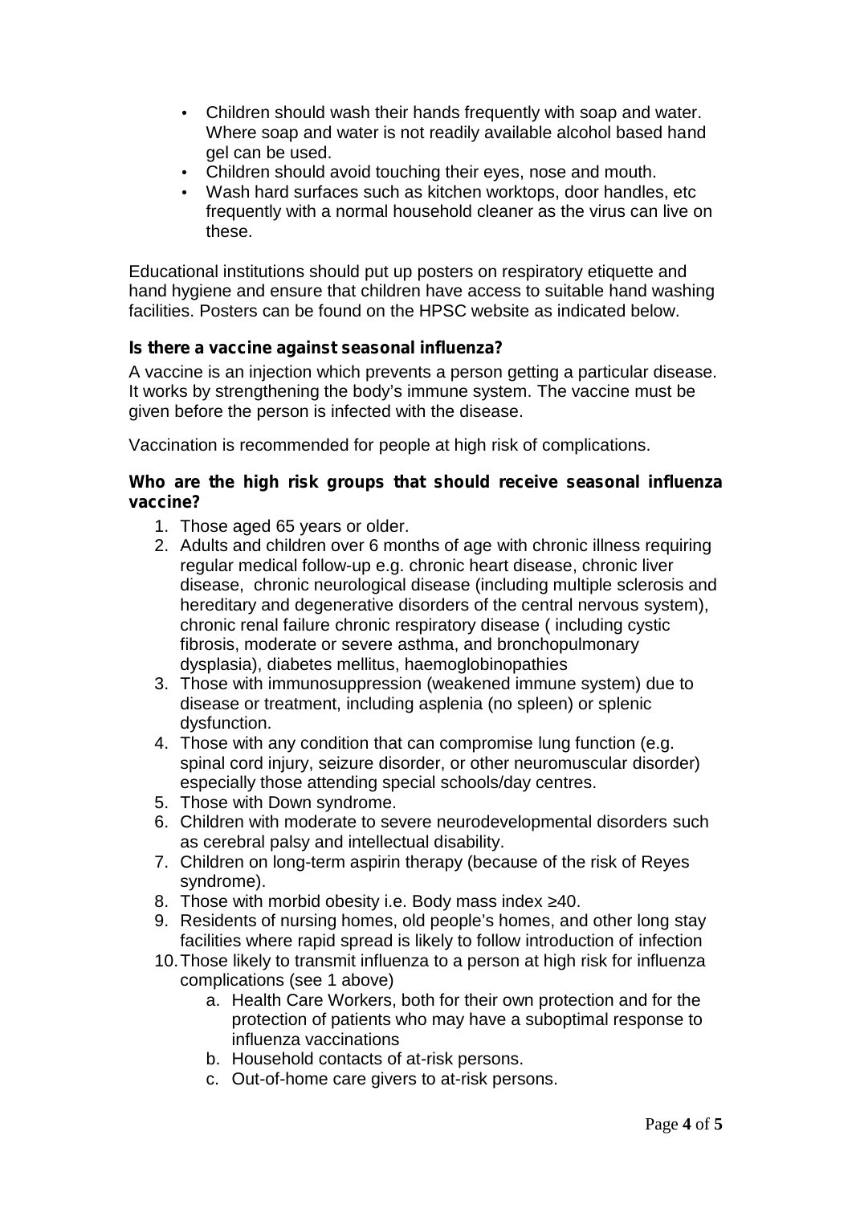- Children should wash their hands frequently with soap and water. Where soap and water is not readily available alcohol based hand gel can be used.
- Children should avoid touching their eyes, nose and mouth.
- Wash hard surfaces such as kitchen worktops, door handles, etc frequently with a normal household cleaner as the virus can live on these.

Educational institutions should put up posters on respiratory etiquette and hand hygiene and ensure that children have access to suitable hand washing facilities. Posters can be found on the HPSC website as indicated below.

**Is there a vaccine against seasonal influenza?**

A vaccine is an injection which prevents a person getting a particular disease. It works by strengthening the body's immune system. The vaccine must be given before the person is infected with the disease.

Vaccination is recommended for people at high risk of complications.

**Who are the high risk groups that should receive seasonal influenza vaccine?**

1. Those aged 65 years or older.
2. Adults and children over 6 months of age with chronic illness requiring regular medical follow-up e.g. chronic heart disease, chronic liver disease, chronic neurological disease (including multiple sclerosis and hereditary and degenerative disorders of the central nervous system), chronic renal failure chronic respiratory disease ( including cystic fibrosis, moderate or severe asthma, and bronchopulmonary dysplasia), diabetes mellitus, haemoglobinopathies
3. Those with immunosuppression (weakened immune system) due to disease or treatment, including asplenia (no spleen) or splenic dysfunction.
4. Those with any condition that can compromise lung function (e.g. spinal cord injury, seizure disorder, or other neuromuscular disorder) especially those attending special schools/day centres.
5. Those with Down syndrome.
6. Children with moderate to severe neurodevelopmental disorders such as cerebral palsy and intellectual disability.
7. Children on long-term aspirin therapy (because of the risk of Reyes syndrome).
8. Those with morbid obesity i.e. Body mass index ≥40.
9. Residents of nursing homes, old people's homes, and other long stay facilities where rapid spread is likely to follow introduction of infection
10. Those likely to transmit influenza to a person at high risk for influenza complications (see 1 above)
    a. Health Care Workers, both for their own protection and for the protection of patients who may have a suboptimal response to influenza vaccinations
    b. Household contacts of at-risk persons.
    c. Out-of-home care givers to at-risk persons.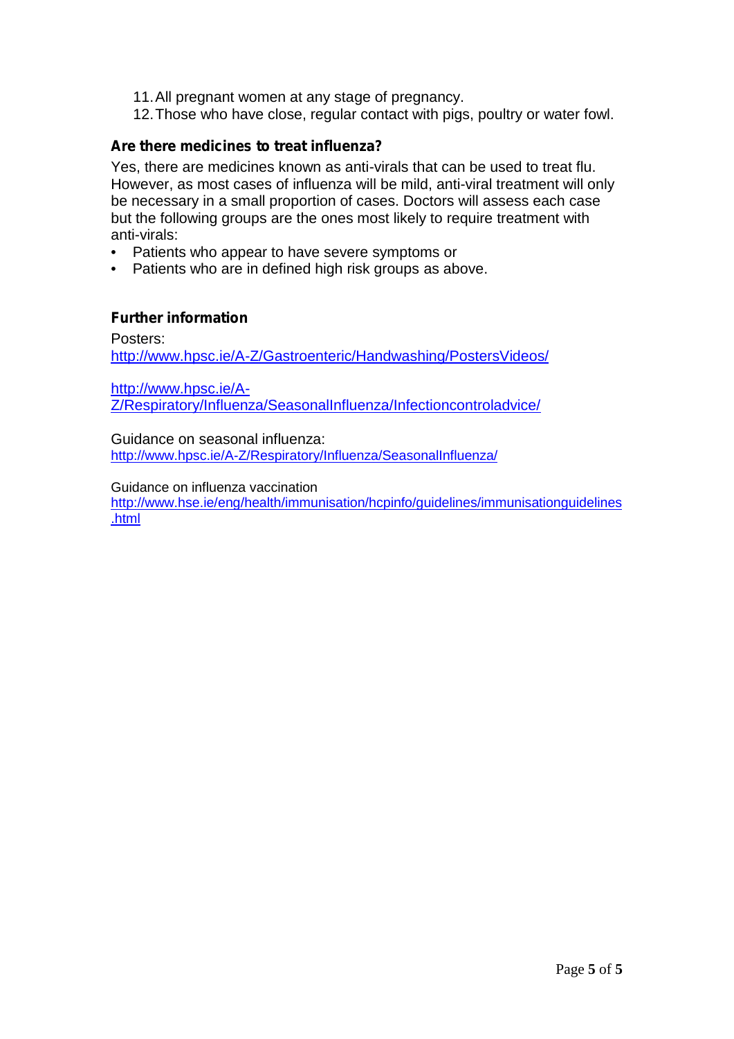11. All pregnant women at any stage of pregnancy.
12. Those who have close, regular contact with pigs, poultry or water fowl.

**Are there medicines to treat influenza?**

Yes, there are medicines known as anti-virals that can be used to treat flu. However, as most cases of influenza will be mild, anti-viral treatment will only be necessary in a small proportion of cases. Doctors will assess each case but the following groups are the ones most likely to require treatment with anti-virals:

- Patients who appear to have severe symptoms or
- Patients who are in defined high risk groups as above.

**Further information**

Posters:
http://www.hpsc.ie/A-Z/Gastroenteric/Handwashing/PostersVideos/

http://www.hpsc.ie/A-Z/Respiratory/Influenza/SeasonalInfluenza/Infectioncontroladvice/

Guidance on seasonal influenza:
http://www.hpsc.ie/A-Z/Respiratory/Influenza/SeasonalInfluenza/

Guidance on influenza vaccination
http://www.hse.ie/eng/health/immunisation/hcpinfo/guidelines/immunisationguidelines.html